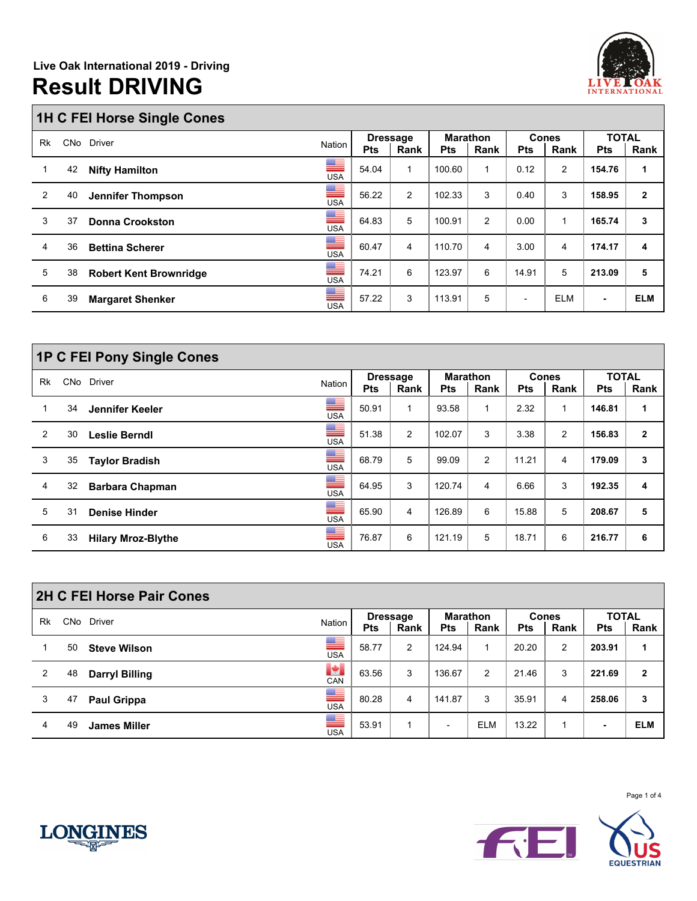Live Oak International 2019 - Driving

# Result DRIVING

## 1H C FEI Horse Single Cones

| Rk | CNo | Driver | Nation | Dressage | | Marathon | | Cones | | TOTAL | |
|---|---|---|---|---|---|---|---|---|---|---|---|
| | | | | Pts | Rank | Pts | Rank | Pts | Rank | Pts | Rank |
| 1 | 42 | **Nifty Hamilton** | USA | 54.04 | 1 | 100.60 | 1 | 0.12 | 2 | **154.76** | **1** |
| 2 | 40 | **Jennifer Thompson** | USA | 56.22 | 2 | 102.33 | 3 | 0.40 | 3 | **158.95** | **2** |
| 3 | 37 | **Donna Crookston** | USA | 64.83 | 5 | 100.91 | 2 | 0.00 | 1 | **165.74** | **3** |
| 4 | 36 | **Bettina Scherer** | USA | 60.47 | 4 | 110.70 | 4 | 3.00 | 4 | **174.17** | **4** |
| 5 | 38 | **Robert Kent Brownridge** | USA | 74.21 | 6 | 123.97 | 6 | 14.91 | 5 | **213.09** | **5** |
| 6 | 39 | **Margaret Shenker** | USA | 57.22 | 3 | 113.91 | 5 | - | ELM | **-** | **ELM** |

## 1P C FEI Pony Single Cones

| Rk | CNo | Driver | Nation | Dressage | | Marathon | | Cones | | TOTAL | |
|---|---|---|---|---|---|---|---|---|---|---|---|
| | | | | Pts | Rank | Pts | Rank | Pts | Rank | Pts | Rank |
| 1 | 34 | **Jennifer Keeler** | USA | 50.91 | 1 | 93.58 | 1 | 2.32 | 1 | **146.81** | **1** |
| 2 | 30 | **Leslie Berndl** | USA | 51.38 | 2 | 102.07 | 3 | 3.38 | 2 | **156.83** | **2** |
| 3 | 35 | **Taylor Bradish** | USA | 68.79 | 5 | 99.09 | 2 | 11.21 | 4 | **179.09** | **3** |
| 4 | 32 | **Barbara Chapman** | USA | 64.95 | 3 | 120.74 | 4 | 6.66 | 3 | **192.35** | **4** |
| 5 | 31 | **Denise Hinder** | USA | 65.90 | 4 | 126.89 | 6 | 15.88 | 5 | **208.67** | **5** |
| 6 | 33 | **Hilary Mroz-Blythe** | USA | 76.87 | 6 | 121.19 | 5 | 18.71 | 6 | **216.77** | **6** |

## 2H C FEI Horse Pair Cones

| Rk | CNo | Driver | Nation | Dressage | | Marathon | | Cones | | TOTAL | |
|---|---|---|---|---|---|---|---|---|---|---|---|
| | | | | Pts | Rank | Pts | Rank | Pts | Rank | Pts | Rank |
| 1 | 50 | **Steve Wilson** | USA | 58.77 | 2 | 124.94 | 1 | 20.20 | 2 | **203.91** | **1** |
| 2 | 48 | **Darryl Billing** | CAN | 63.56 | 3 | 136.67 | 2 | 21.46 | 3 | **221.69** | **2** |
| 3 | 47 | **Paul Grippa** | USA | 80.28 | 4 | 141.87 | 3 | 35.91 | 4 | **258.06** | **3** |
| 4 | 49 | **James Miller** | USA | 53.91 | 1 | - | ELM | 13.22 | 1 | **-** | **ELM** |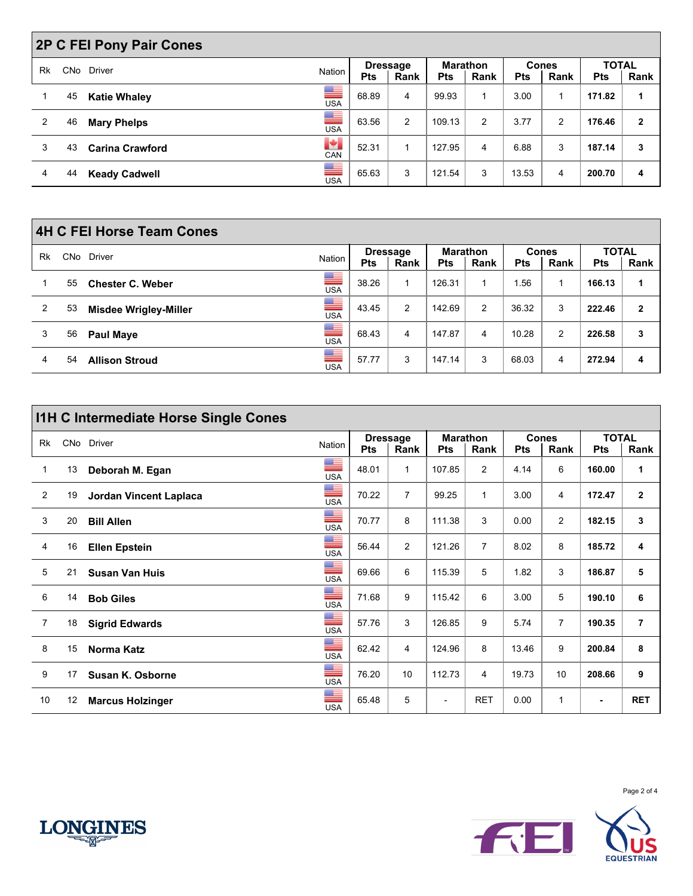## 2P C FEI Pony Pair Cones

| Rk | CNo | Driver | Nation | Dressage | | Marathon | | Cones | | TOTAL | |
|---|---|---|---|---|---|---|---|---|---|---|---|
| | | | | Pts | Rank | Pts | Rank | Pts | Rank | Pts | Rank |
| 1 | 45 | **Katie Whaley** | USA | 68.89 | 4 | 99.93 | 1 | 3.00 | 1 | **171.82** | **1** |
| 2 | 46 | **Mary Phelps** | USA | 63.56 | 2 | 109.13 | 2 | 3.77 | 2 | **176.46** | **2** |
| 3 | 43 | **Carina Crawford** | CAN | 52.31 | 1 | 127.95 | 4 | 6.88 | 3 | **187.14** | **3** |
| 4 | 44 | **Keady Cadwell** | USA | 65.63 | 3 | 121.54 | 3 | 13.53 | 4 | **200.70** | **4** |

## 4H C FEI Horse Team Cones

| Rk | CNo | Driver | Nation | Dressage | | Marathon | | Cones | | TOTAL | |
|---|---|---|---|---|---|---|---|---|---|---|---|
| | | | | Pts | Rank | Pts | Rank | Pts | Rank | Pts | Rank |
| 1 | 55 | **Chester C. Weber** | USA | 38.26 | 1 | 126.31 | 1 | 1.56 | 1 | **166.13** | **1** |
| 2 | 53 | **Misdee Wrigley-Miller** | USA | 43.45 | 2 | 142.69 | 2 | 36.32 | 3 | **222.46** | **2** |
| 3 | 56 | **Paul Maye** | USA | 68.43 | 4 | 147.87 | 4 | 10.28 | 2 | **226.58** | **3** |
| 4 | 54 | **Allison Stroud** | USA | 57.77 | 3 | 147.14 | 3 | 68.03 | 4 | **272.94** | **4** |

## I1H C Intermediate Horse Single Cones

| Rk | CNo | Driver | Nation | Dressage | | Marathon | | Cones | | TOTAL | |
|---|---|---|---|---|---|---|---|---|---|---|---|
| | | | | Pts | Rank | Pts | Rank | Pts | Rank | Pts | Rank |
| 1 | 13 | **Deborah M. Egan** | USA | 48.01 | 1 | 107.85 | 2 | 4.14 | 6 | **160.00** | **1** |
| 2 | 19 | **Jordan Vincent Laplaca** | USA | 70.22 | 7 | 99.25 | 1 | 3.00 | 4 | **172.47** | **2** |
| 3 | 20 | **Bill Allen** | USA | 70.77 | 8 | 111.38 | 3 | 0.00 | 2 | **182.15** | **3** |
| 4 | 16 | **Ellen Epstein** | USA | 56.44 | 2 | 121.26 | 7 | 8.02 | 8 | **185.72** | **4** |
| 5 | 21 | **Susan Van Huis** | USA | 69.66 | 6 | 115.39 | 5 | 1.82 | 3 | **186.87** | **5** |
| 6 | 14 | **Bob Giles** | USA | 71.68 | 9 | 115.42 | 6 | 3.00 | 5 | **190.10** | **6** |
| 7 | 18 | **Sigrid Edwards** | USA | 57.76 | 3 | 126.85 | 9 | 5.74 | 7 | **190.35** | **7** |
| 8 | 15 | **Norma Katz** | USA | 62.42 | 4 | 124.96 | 8 | 13.46 | 9 | **200.84** | **8** |
| 9 | 17 | **Susan K. Osborne** | USA | 76.20 | 10 | 112.73 | 4 | 19.73 | 10 | **208.66** | **9** |
| 10 | 12 | **Marcus Holzinger** | USA | 65.48 | 5 | - | RET | 0.00 | 1 | **-** | **RET** |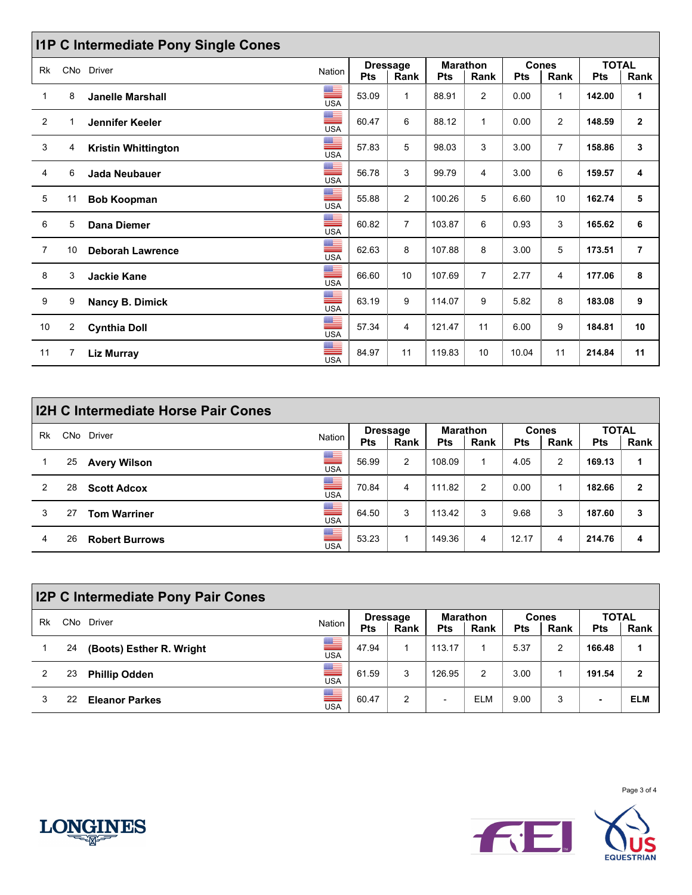## I1P C Intermediate Pony Single Cones

| Rk | CNo | Driver | Nation | Dressage | | Marathon | | Cones | | TOTAL | |
|---|---|---|---|---|---|---|---|---|---|---|---|
| | | | | Pts | Rank | Pts | Rank | Pts | Rank | Pts | Rank |
| 1 | 8 | **Janelle Marshall** | USA | 53.09 | 1 | 88.91 | 2 | 0.00 | 1 | **142.00** | **1** |
| 2 | 1 | **Jennifer Keeler** | USA | 60.47 | 6 | 88.12 | 1 | 0.00 | 2 | **148.59** | **2** |
| 3 | 4 | **Kristin Whittington** | USA | 57.83 | 5 | 98.03 | 3 | 3.00 | 7 | **158.86** | **3** |
| 4 | 6 | **Jada Neubauer** | USA | 56.78 | 3 | 99.79 | 4 | 3.00 | 6 | **159.57** | **4** |
| 5 | 11 | **Bob Koopman** | USA | 55.88 | 2 | 100.26 | 5 | 6.60 | 10 | **162.74** | **5** |
| 6 | 5 | **Dana Diemer** | USA | 60.82 | 7 | 103.87 | 6 | 0.93 | 3 | **165.62** | **6** |
| 7 | 10 | **Deborah Lawrence** | USA | 62.63 | 8 | 107.88 | 8 | 3.00 | 5 | **173.51** | **7** |
| 8 | 3 | **Jackie Kane** | USA | 66.60 | 10 | 107.69 | 7 | 2.77 | 4 | **177.06** | **8** |
| 9 | 9 | **Nancy B. Dimick** | USA | 63.19 | 9 | 114.07 | 9 | 5.82 | 8 | **183.08** | **9** |
| 10 | 2 | **Cynthia Doll** | USA | 57.34 | 4 | 121.47 | 11 | 6.00 | 9 | **184.81** | **10** |
| 11 | 7 | **Liz Murray** | USA | 84.97 | 11 | 119.83 | 10 | 10.04 | 11 | **214.84** | **11** |

## I2H C Intermediate Horse Pair Cones

| Rk | CNo | Driver | Nation | Dressage | | Marathon | | Cones | | TOTAL | |
|---|---|---|---|---|---|---|---|---|---|---|---|
| | | | | Pts | Rank | Pts | Rank | Pts | Rank | Pts | Rank |
| 1 | 25 | **Avery Wilson** | USA | 56.99 | 2 | 108.09 | 1 | 4.05 | 2 | **169.13** | **1** |
| 2 | 28 | **Scott Adcox** | USA | 70.84 | 4 | 111.82 | 2 | 0.00 | 1 | **182.66** | **2** |
| 3 | 27 | **Tom Warriner** | USA | 64.50 | 3 | 113.42 | 3 | 9.68 | 3 | **187.60** | **3** |
| 4 | 26 | **Robert Burrows** | USA | 53.23 | 1 | 149.36 | 4 | 12.17 | 4 | **214.76** | **4** |

## I2P C Intermediate Pony Pair Cones

| Rk | CNo | Driver | Nation | Dressage | | Marathon | | Cones | | TOTAL | |
|---|---|---|---|---|---|---|---|---|---|---|---|
| | | | | Pts | Rank | Pts | Rank | Pts | Rank | Pts | Rank |
| 1 | 24 | **(Boots) Esther R. Wright** | USA | 47.94 | 1 | 113.17 | 1 | 5.37 | 2 | **166.48** | **1** |
| 2 | 23 | **Phillip Odden** | USA | 61.59 | 3 | 126.95 | 2 | 3.00 | 1 | **191.54** | **2** |
| 3 | 22 | **Eleanor Parkes** | USA | 60.47 | 2 | - | ELM | 9.00 | 3 | **-** | **ELM** |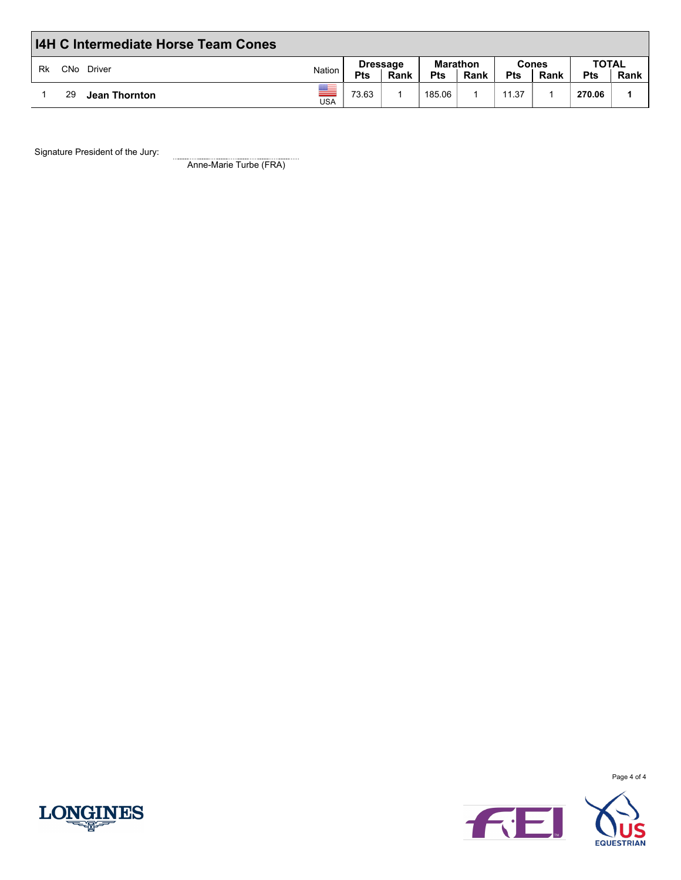## I4H C Intermediate Horse Team Cones

| Rk | CNo | Driver | Nation | Dressage | | Marathon | | Cones | | TOTAL | |
|---|---|---|---|---|---|---|---|---|---|---|---|
| | | | | Pts | Rank | Pts | Rank | Pts | Rank | Pts | Rank |
| 1 | 29 | **Jean Thornton** | USA | 73.63 | 1 | 185.06 | 1 | 11.37 | 1 | **270.06** | **1** |

Signature President of the Jury: ..............................................

Anne-Marie Turbe (FRA)